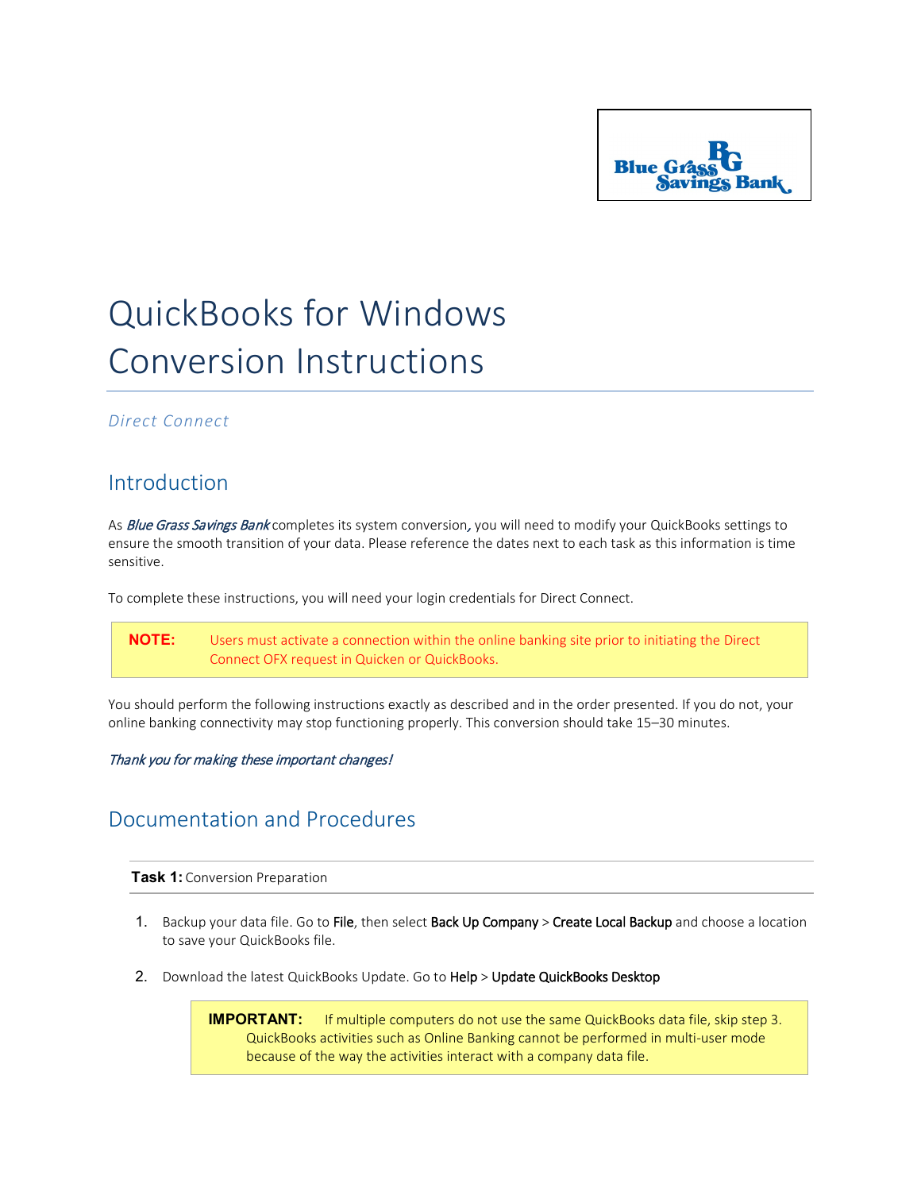# QuickBooks for Windows Conversion Instructions

*Direct Connect*

## Introduction

As *Blue Grass Savings Bank* completes its system conversion, you will need to modify your QuickBooks settings to ensure the smooth transition of your data. Please reference the dates next to each task as this information is time sensitive.

To complete these instructions, you will need your login credentials for Direct Connect.

> **NOTE:** Users must activate a connection within the online banking site prior to initiating the Direct Connect OFX request in Quicken or QuickBooks.

You should perform the following instructions exactly as described and in the order presented. If you do not, your online banking connectivity may stop functioning properly. This conversion should take 15–30 minutes.

*Thank you for making these important changes!*

## Documentation and Procedures

**Task 1:** Conversion Preparation

1. Backup your data file. Go to File, then select Back Up Company > Create Local Backup and choose a location to save your QuickBooks file.
2. Download the latest QuickBooks Update. Go to Help > Update QuickBooks Desktop

> **IMPORTANT:** If multiple computers do not use the same QuickBooks data file, skip step 3. QuickBooks activities such as Online Banking cannot be performed in multi-user mode because of the way the activities interact with a company data file.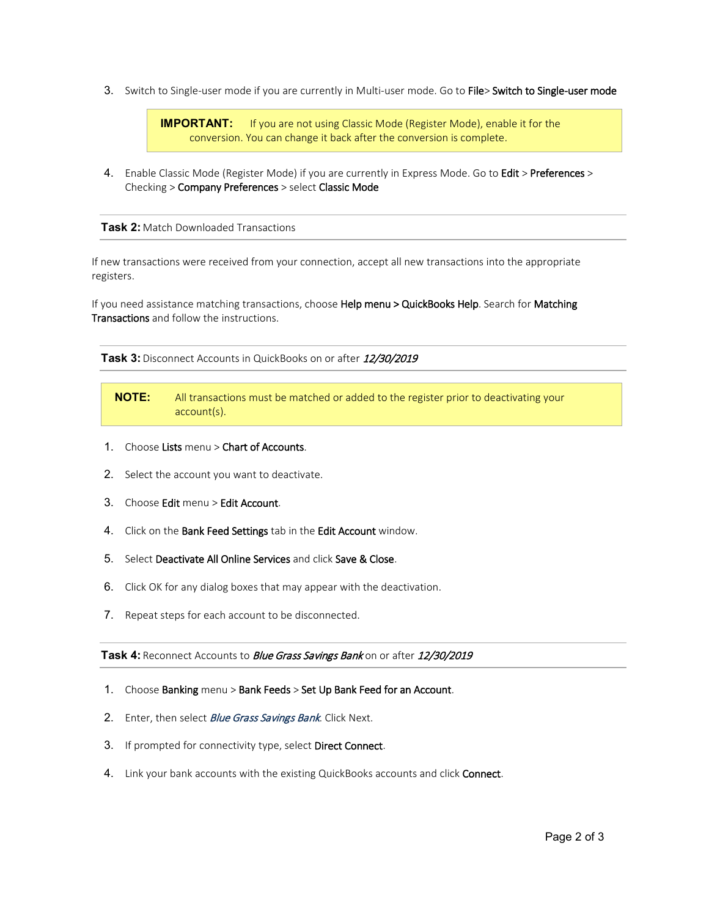3. Switch to Single-user mode if you are currently in Multi-user mode. Go to **File**> **Switch to Single-user mode**

> **IMPORTANT:** If you are not using Classic Mode (Register Mode), enable it for the conversion. You can change it back after the conversion is complete.

4. Enable Classic Mode (Register Mode) if you are currently in Express Mode. Go to **Edit** > **Preferences** > Checking > **Company Preferences** > select **Classic Mode**

---

**Task 2:** Match Downloaded Transactions

---

If new transactions were received from your connection, accept all new transactions into the appropriate registers.

If you need assistance matching transactions, choose **Help menu > QuickBooks Help**. Search for **Matching Transactions** and follow the instructions.

---

**Task 3:** Disconnect Accounts in QuickBooks on or after *12/30/2019*

---

> **NOTE:** All transactions must be matched or added to the register prior to deactivating your account(s).

1. Choose **Lists** menu > **Chart of Accounts**.
2. Select the account you want to deactivate.
3. Choose **Edit** menu > **Edit Account**.
4. Click on the **Bank Feed Settings** tab in the **Edit Account** window.
5. Select **Deactivate All Online Services** and click **Save & Close**.
6. Click OK for any dialog boxes that may appear with the deactivation.
7. Repeat steps for each account to be disconnected.

---

**Task 4:** Reconnect Accounts to *Blue Grass Savings Bank* on or after *12/30/2019*

---

1. Choose **Banking** menu > **Bank Feeds** > **Set Up Bank Feed for an Account**.
2. Enter, then select *Blue Grass Savings Bank*. Click Next.
3. If prompted for connectivity type, select **Direct Connect**.
4. Link your bank accounts with the existing QuickBooks accounts and click **Connect**.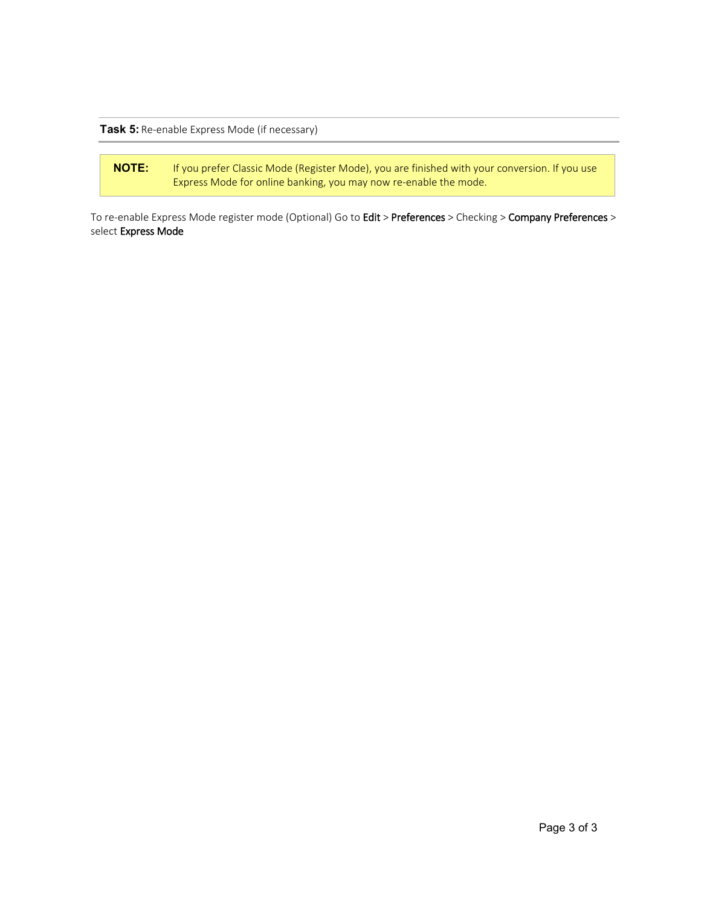**Task 5:** Re-enable Express Mode (if necessary)

> **NOTE:** If you prefer Classic Mode (Register Mode), you are finished with your conversion. If you use Express Mode for online banking, you may now re-enable the mode.

To re-enable Express Mode register mode (Optional) Go to **Edit** > **Preferences** > Checking > **Company Preferences** > select **Express Mode**